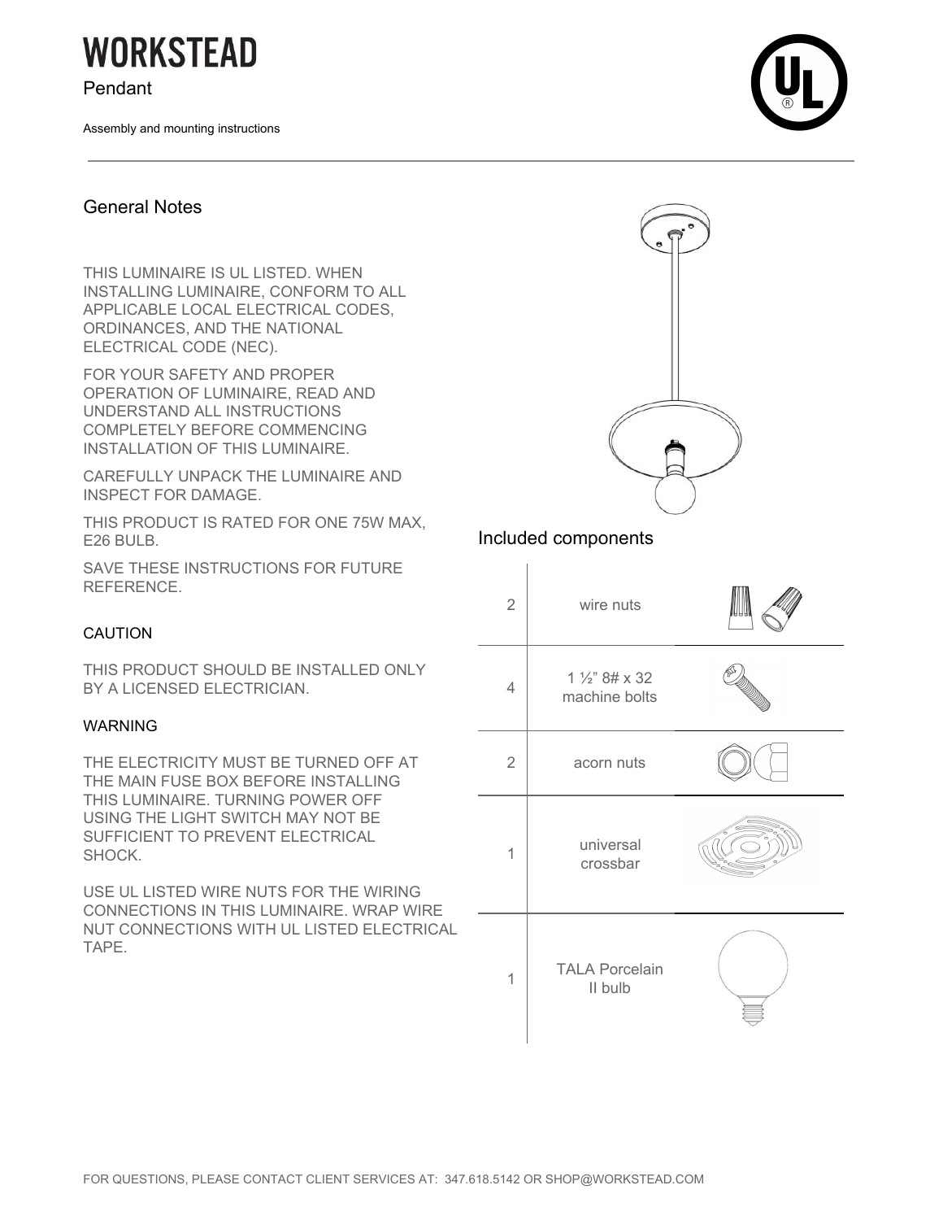# WORKSTEAD

Pendant

Assembly and mounting instructions

## General Notes

THIS LUMINAIRE IS UL LISTED. WHEN INSTALLING LUMINAIRE, CONFORM TO ALL APPLICABLE LOCAL ELECTRICAL CODES, ORDINANCES, AND THE NATIONAL ELECTRICAL CODE (NEC).

FOR YOUR SAFETY AND PROPER OPERATION OF LUMINAIRE, READ AND UNDERSTAND ALL INSTRUCTIONS COMPLETELY BEFORE COMMENCING INSTALLATION OF THIS LUMINAIRE.

CAREFULLY UNPACK THE LUMINAIRE AND INSPECT FOR DAMAGE.

THIS PRODUCT IS RATED FOR ONE 75W MAX, E26 BULB.

SAVE THESE INSTRUCTIONS FOR FUTURE REFERENCE.

### CAUTION

THIS PRODUCT SHOULD BE INSTALLED ONLY BY A LICENSED ELECTRICIAN.

### WARNING

THE ELECTRICITY MUST BE TURNED OFF AT THE MAIN FUSE BOX BEFORE INSTALLING THIS LUMINAIRE. TURNING POWER OFF USING THE LIGHT SWITCH MAY NOT BE SUFFICIENT TO PREVENT ELECTRICAL SHOCK.

USE UL LISTED WIRE NUTS FOR THE WIRING CONNECTIONS IN THIS LUMINAIRE. WRAP WIRE NUT CONNECTIONS WITH UL LISTED ELECTRICAL TAPE.

## Included components

| Qty | Component |
|---|---|
| 2 | wire nuts |
| 4 | 1 ½" 8# x 32 machine bolts |
| 2 | acorn nuts |
| 1 | universal crossbar |
| 1 | TALA Porcelain II bulb |

FOR QUESTIONS, PLEASE CONTACT CLIENT SERVICES AT: 347.618.5142 OR SHOP@WORKSTEAD.COM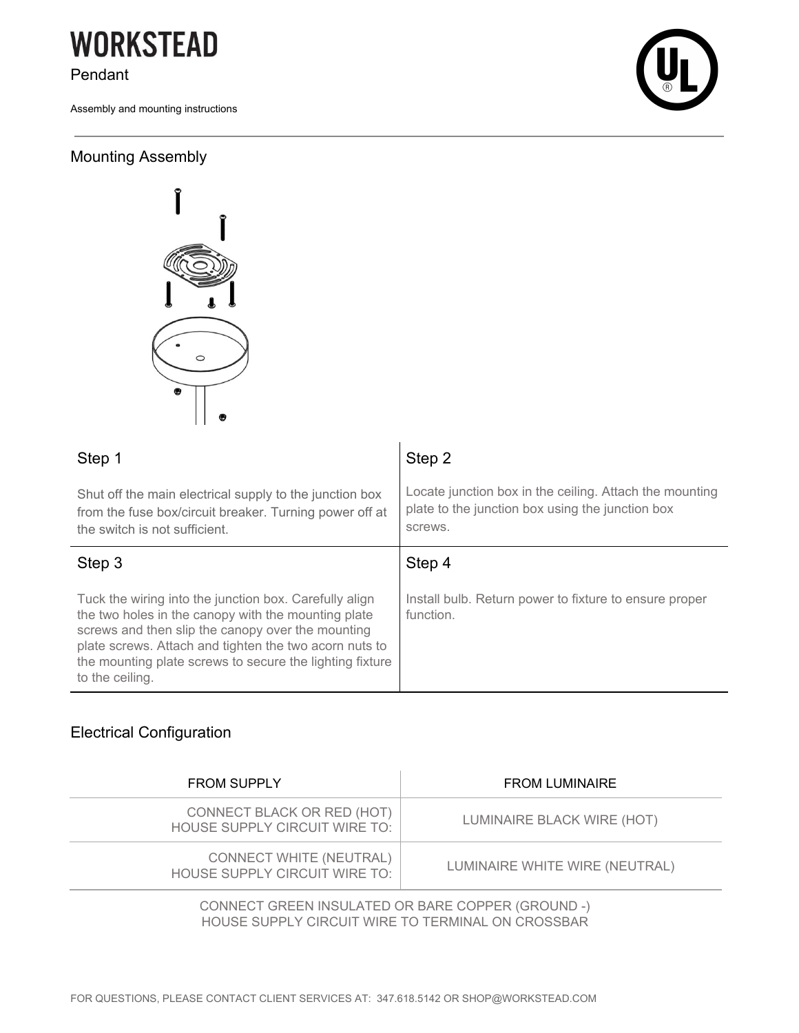# WORKSTEAD

Pendant

Assembly and mounting instructions

## Mounting Assembly

| Step 1 | Step 2 |
|---|---|
| Shut off the main electrical supply to the junction box from the fuse box/circuit breaker. Turning power off at the switch is not sufficient. | Locate junction box in the ceiling. Attach the mounting plate to the junction box using the junction box screws. |
| **Step 3** | **Step 4** |
| Tuck the wiring into the junction box. Carefully align the two holes in the canopy with the mounting plate screws and then slip the canopy over the mounting plate screws. Attach and tighten the two acorn nuts to the mounting plate screws to secure the lighting fixture to the ceiling. | Install bulb. Return power to fixture to ensure proper function. |

## Electrical Configuration

| FROM SUPPLY | FROM LUMINAIRE |
|---|---|
| CONNECT BLACK OR RED (HOT) HOUSE SUPPLY CIRCUIT WIRE TO: | LUMINAIRE BLACK WIRE (HOT) |
| CONNECT WHITE (NEUTRAL) HOUSE SUPPLY CIRCUIT WIRE TO: | LUMINAIRE WHITE WIRE (NEUTRAL) |

CONNECT GREEN INSULATED OR BARE COPPER (GROUND -) HOUSE SUPPLY CIRCUIT WIRE TO TERMINAL ON CROSSBAR

FOR QUESTIONS, PLEASE CONTACT CLIENT SERVICES AT: 347.618.5142 OR SHOP@WORKSTEAD.COM